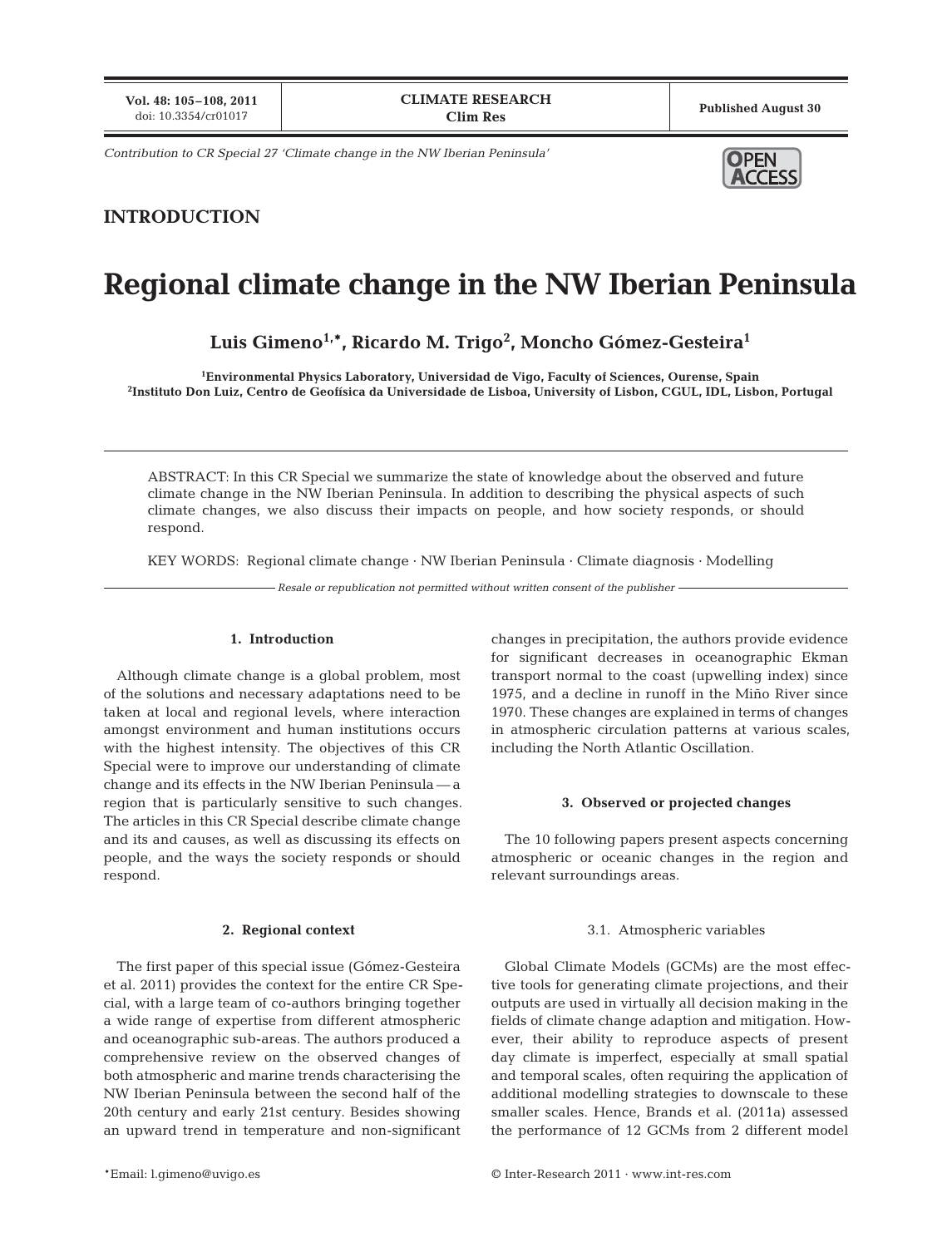*Contribution to CR Special 27 'Climate change in the NW Iberian Peninsula'*

INTRODUCTION

# Regional climate change in the NW Iberian Peninsula

**Luis Gimeno[1,*], Ricardo M. Trigo[2], Moncho Gómez-Gesteira[1]**

[1]Environmental Physics Laboratory, Universidad de Vigo, Faculty of Sciences, Ourense, Spain
[2]Instituto Don Luiz, Centro de Geofísica da Universidade de Lisboa, University of Lisbon, CGUL, IDL, Lisbon, Portugal

ABSTRACT: In this CR Special we summarize the state of knowledge about the observed and future climate change in the NW Iberian Peninsula. In addition to describing the physical aspects of such climate changes, we also discuss their impacts on people, and how society responds, or should respond.

KEY WORDS: Regional climate change · NW Iberian Peninsula · Climate diagnosis · Modelling

*Resale or republication not permitted without written consent of the publisher*

## 1. Introduction

Although climate change is a global problem, most of the solutions and necessary adaptations need to be taken at local and regional levels, where interaction amongst environment and human institutions occurs with the highest intensity. The objectives of this CR Special were to improve our understanding of climate change and its effects in the NW Iberian Peninsula — a region that is particularly sensitive to such changes. The articles in this CR Special describe climate change and its and causes, as well as discussing its effects on people, and the ways the society responds or should respond.

## 2. Regional context

The first paper of this special issue (Gómez-Gesteira et al. 2011) provides the context for the entire CR Special, with a large team of co-authors bringing together a wide range of expertise from different atmospheric and oceanographic sub-areas. The authors produced a comprehensive review on the observed changes of both atmospheric and marine trends characterising the NW Iberian Peninsula between the second half of the 20th century and early 21st century. Besides showing an upward trend in temperature and non-significant changes in precipitation, the authors provide evidence for significant decreases in oceanographic Ekman transport normal to the coast (upwelling index) since 1975, and a decline in runoff in the Miño River since 1970. These changes are explained in terms of changes in atmospheric circulation patterns at various scales, including the North Atlantic Oscillation.

## 3. Observed or projected changes

The 10 following papers present aspects concerning atmospheric or oceanic changes in the region and relevant surroundings areas.

### 3.1. Atmospheric variables

Global Climate Models (GCMs) are the most effective tools for generating climate projections, and their outputs are used in virtually all decision making in the fields of climate change adaption and mitigation. However, their ability to reproduce aspects of present day climate is imperfect, especially at small spatial and temporal scales, often requiring the application of additional modelling strategies to downscale to these smaller scales. Hence, Brands et al. (2011a) assessed the performance of 12 GCMs from 2 different model

*Email: l.gimeno@uvigo.es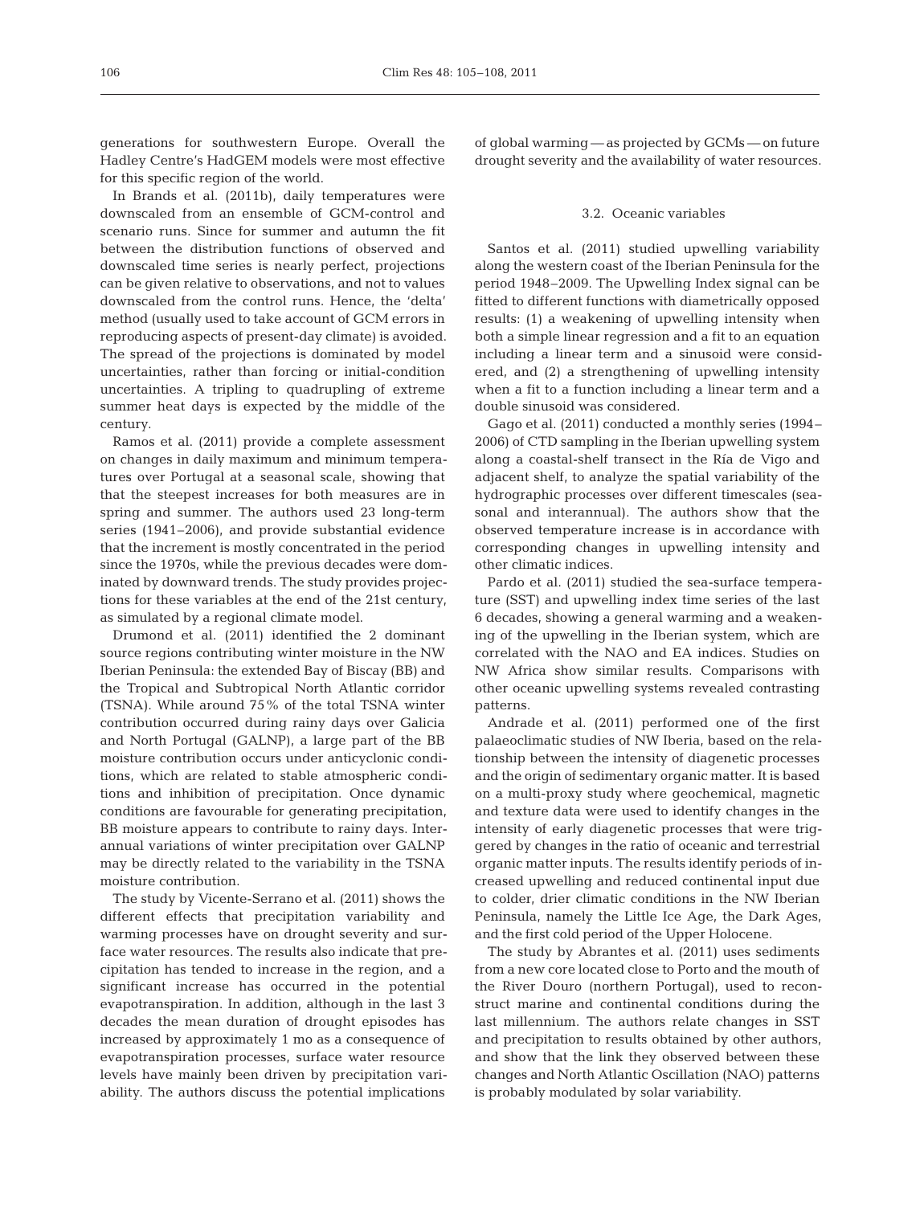generations for southwestern Europe. Overall the Hadley Centre's HadGEM models were most effective for this specific region of the world.

In Brands et al. (2011b), daily temperatures were downscaled from an ensemble of GCM-control and scenario runs. Since for summer and autumn the fit between the distribution functions of observed and downscaled time series is nearly perfect, projections can be given relative to observations, and not to values downscaled from the control runs. Hence, the 'delta' method (usually used to take account of GCM errors in reproducing aspects of present-day climate) is avoided. The spread of the projections is dominated by model uncertainties, rather than forcing or initial-condition uncertainties. A tripling to quadrupling of extreme summer heat days is expected by the middle of the century.

Ramos et al. (2011) provide a complete assessment on changes in daily maximum and minimum temperatures over Portugal at a seasonal scale, showing that that the steepest increases for both measures are in spring and summer. The authors used 23 long-term series (1941–2006), and provide substantial evidence that the increment is mostly concentrated in the period since the 1970s, while the previous decades were dominated by downward trends. The study provides projections for these variables at the end of the 21st century, as simulated by a regional climate model.

Drumond et al. (2011) identified the 2 dominant source regions contributing winter moisture in the NW Iberian Peninsula: the extended Bay of Biscay (BB) and the Tropical and Subtropical North Atlantic corridor (TSNA). While around 75% of the total TSNA winter contribution occurred during rainy days over Galicia and North Portugal (GALNP), a large part of the BB moisture contribution occurs under anticyclonic conditions, which are related to stable atmospheric conditions and inhibition of precipitation. Once dynamic conditions are favourable for generating precipitation, BB moisture appears to contribute to rainy days. Interannual variations of winter precipitation over GALNP may be directly related to the variability in the TSNA moisture contribution.

The study by Vicente-Serrano et al. (2011) shows the different effects that precipitation variability and warming processes have on drought severity and surface water resources. The results also indicate that precipitation has tended to increase in the region, and a significant increase has occurred in the potential evapotranspiration. In addition, although in the last 3 decades the mean duration of drought episodes has increased by approximately 1 mo as a consequence of evapotranspiration processes, surface water resource levels have mainly been driven by precipitation variability. The authors discuss the potential implications of global warming — as projected by GCMs — on future drought severity and the availability of water resources.

### 3.2. Oceanic variables

Santos et al. (2011) studied upwelling variability along the western coast of the Iberian Peninsula for the period 1948–2009. The Upwelling Index signal can be fitted to different functions with diametrically opposed results: (1) a weakening of upwelling intensity when both a simple linear regression and a fit to an equation including a linear term and a sinusoid were considered, and (2) a strengthening of upwelling intensity when a fit to a function including a linear term and a double sinusoid was considered.

Gago et al. (2011) conducted a monthly series (1994–2006) of CTD sampling in the Iberian upwelling system along a coastal-shelf transect in the Ría de Vigo and adjacent shelf, to analyze the spatial variability of the hydrographic processes over different timescales (seasonal and interannual). The authors show that the observed temperature increase is in accordance with corresponding changes in upwelling intensity and other climatic indices.

Pardo et al. (2011) studied the sea-surface temperature (SST) and upwelling index time series of the last 6 decades, showing a general warming and a weakening of the upwelling in the Iberian system, which are correlated with the NAO and EA indices. Studies on NW Africa show similar results. Comparisons with other oceanic upwelling systems revealed contrasting patterns.

Andrade et al. (2011) performed one of the first palaeoclimatic studies of NW Iberia, based on the relationship between the intensity of diagenetic processes and the origin of sedimentary organic matter. It is based on a multi-proxy study where geochemical, magnetic and texture data were used to identify changes in the intensity of early diagenetic processes that were triggered by changes in the ratio of oceanic and terrestrial organic matter inputs. The results identify periods of increased upwelling and reduced continental input due to colder, drier climatic conditions in the NW Iberian Peninsula, namely the Little Ice Age, the Dark Ages, and the first cold period of the Upper Holocene.

The study by Abrantes et al. (2011) uses sediments from a new core located close to Porto and the mouth of the River Douro (northern Portugal), used to reconstruct marine and continental conditions during the last millennium. The authors relate changes in SST and precipitation to results obtained by other authors, and show that the link they observed between these changes and North Atlantic Oscillation (NAO) patterns is probably modulated by solar variability.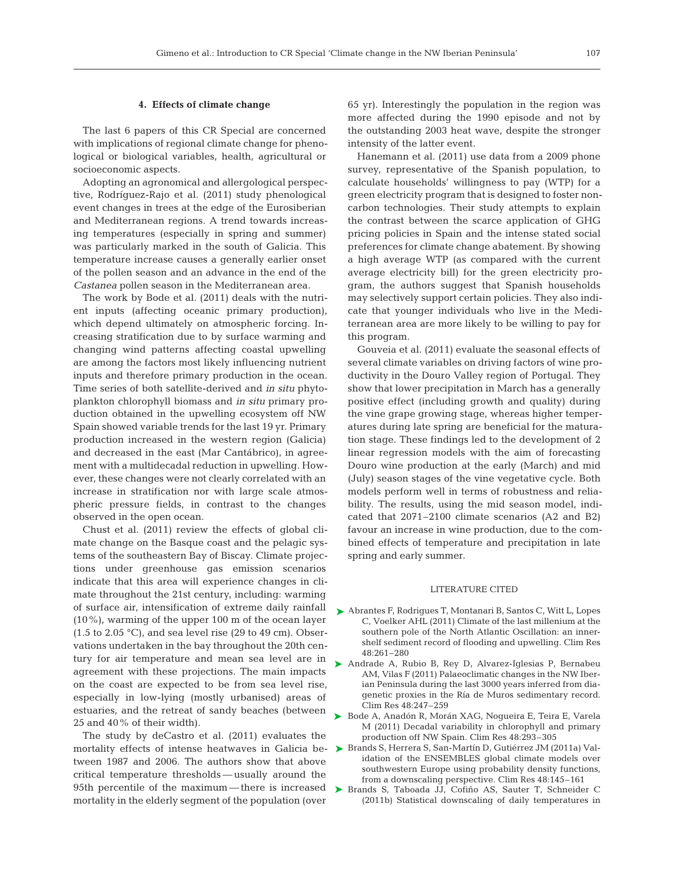## 4. Effects of climate change

The last 6 papers of this CR Special are concerned with implications of regional climate change for phenological or biological variables, health, agricultural or socioeconomic aspects.

Adopting an agronomical and allergological perspective, Rodríguez-Rajo et al. (2011) study phenological event changes in trees at the edge of the Eurosiberian and Mediterranean regions. A trend towards increasing temperatures (especially in spring and summer) was particularly marked in the south of Galicia. This temperature increase causes a generally earlier onset of the pollen season and an advance in the end of the *Castanea* pollen season in the Mediterranean area.

The work by Bode et al. (2011) deals with the nutrient inputs (affecting oceanic primary production), which depend ultimately on atmospheric forcing. Increasing stratification due to by surface warming and changing wind patterns affecting coastal upwelling are among the factors most likely influencing nutrient inputs and therefore primary production in the ocean. Time series of both satellite-derived and *in situ* phytoplankton chlorophyll biomass and *in situ* primary production obtained in the upwelling ecosystem off NW Spain showed variable trends for the last 19 yr. Primary production increased in the western region (Galicia) and decreased in the east (Mar Cantábrico), in agreement with a multidecadal reduction in upwelling. However, these changes were not clearly correlated with an increase in stratification nor with large scale atmospheric pressure fields, in contrast to the changes observed in the open ocean.

Chust et al. (2011) review the effects of global climate change on the Basque coast and the pelagic systems of the southeastern Bay of Biscay. Climate projections under greenhouse gas emission scenarios indicate that this area will experience changes in climate throughout the 21st century, including: warming of surface air, intensification of extreme daily rainfall (10%), warming of the upper 100 m of the ocean layer (1.5 to 2.05 °C), and sea level rise (29 to 49 cm). Observations undertaken in the bay throughout the 20th century for air temperature and mean sea level are in agreement with these projections. The main impacts on the coast are expected to be from sea level rise, especially in low-lying (mostly urbanised) areas of estuaries, and the retreat of sandy beaches (between 25 and 40% of their width).

The study by deCastro et al. (2011) evaluates the mortality effects of intense heatwaves in Galicia between 1987 and 2006. The authors show that above critical temperature thresholds — usually around the 95th percentile of the maximum — there is increased mortality in the elderly segment of the population (over 65 yr). Interestingly the population in the region was more affected during the 1990 episode and not by the outstanding 2003 heat wave, despite the stronger intensity of the latter event.

Hanemann et al. (2011) use data from a 2009 phone survey, representative of the Spanish population, to calculate households' willingness to pay (WTP) for a green electricity program that is designed to foster non-carbon technologies. Their study attempts to explain the contrast between the scarce application of GHG pricing policies in Spain and the intense stated social preferences for climate change abatement. By showing a high average WTP (as compared with the current average electricity bill) for the green electricity program, the authors suggest that Spanish households may selectively support certain policies. They also indicate that younger individuals who live in the Mediterranean area are more likely to be willing to pay for this program.

Gouveia et al. (2011) evaluate the seasonal effects of several climate variables on driving factors of wine productivity in the Douro Valley region of Portugal. They show that lower precipitation in March has a generally positive effect (including growth and quality) during the vine grape growing stage, whereas higher temperatures during late spring are beneficial for the maturation stage. These findings led to the development of 2 linear regression models with the aim of forecasting Douro wine production at the early (March) and mid (July) season stages of the vine vegetative cycle. Both models perform well in terms of robustness and reliability. The results, using the mid season model, indicated that 2071–2100 climate scenarios (A2 and B2) favour an increase in wine production, due to the combined effects of temperature and precipitation in late spring and early summer.

### LITERATURE CITED

- Abrantes F, Rodrigues T, Montanari B, Santos C, Witt L, Lopes C, Voelker AHL (2011) Climate of the last millenium at the southern pole of the North Atlantic Oscillation: an inner-shelf sediment record of flooding and upwelling. Clim Res 48:261–280
- Andrade A, Rubio B, Rey D, Alvarez-Iglesias P, Bernabeu AM, Vilas F (2011) Palaeoclimatic changes in the NW Iberian Peninsula during the last 3000 years inferred from diagenetic proxies in the Ría de Muros sedimentary record. Clim Res 48:247–259
- Bode A, Anadón R, Morán XAG, Nogueira E, Teira E, Varela M (2011) Decadal variability in chlorophyll and primary production off NW Spain. Clim Res 48:293–305
- Brands S, Herrera S, San-Martín D, Gutiérrez JM (2011a) Validation of the ENSEMBLES global climate models over southwestern Europe using probability density functions, from a downscaling perspective. Clim Res 48:145–161
- Brands S, Taboada JJ, Cofiño AS, Sauter T, Schneider C (2011b) Statistical downscaling of daily temperatures in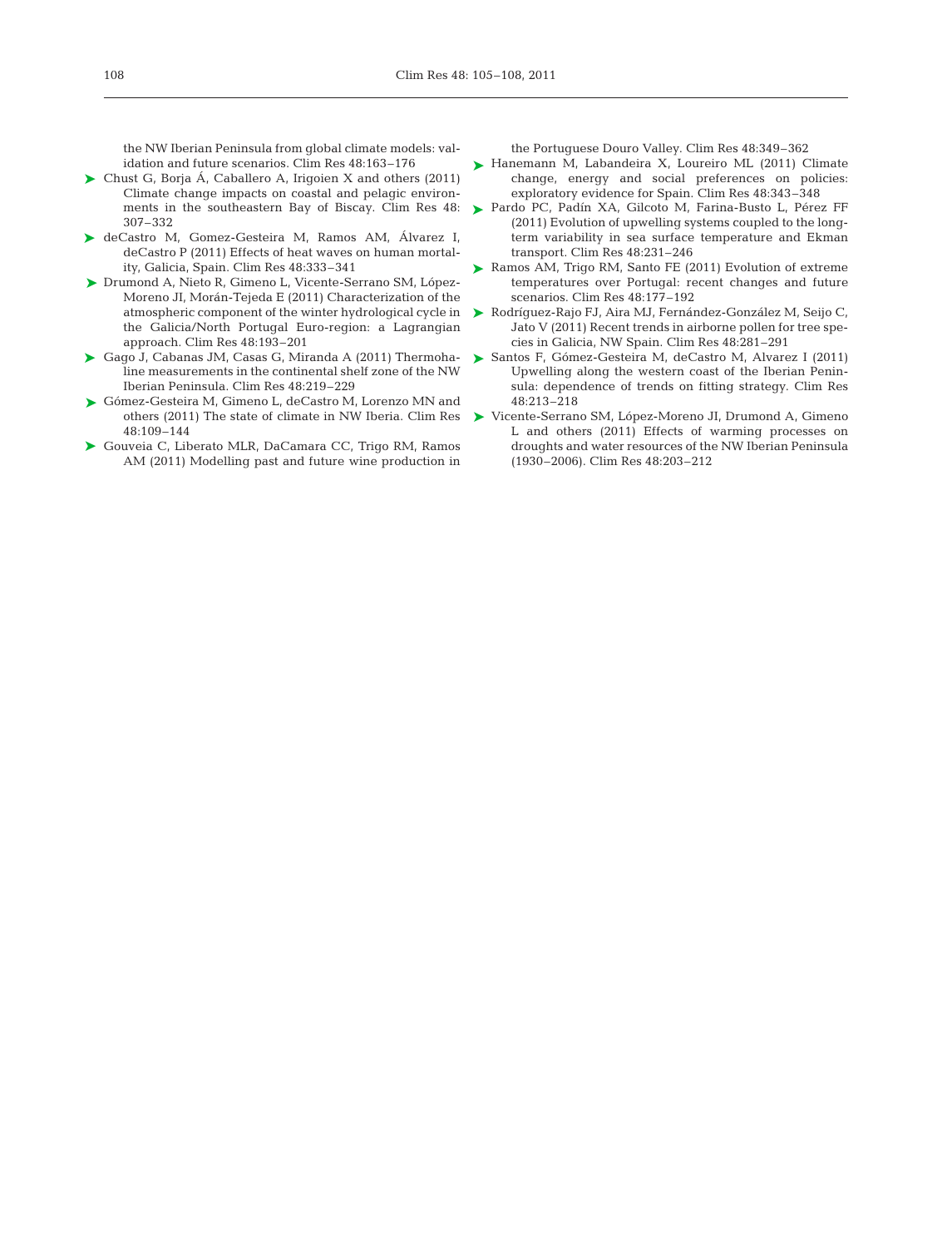the NW Iberian Peninsula from global climate models: validation and future scenarios. Clim Res 48:163–176

- Chust G, Borja Á, Caballero A, Irigoien X and others (2011) Climate change impacts on coastal and pelagic environments in the southeastern Bay of Biscay. Clim Res 48: 307–332
- deCastro M, Gomez-Gesteira M, Ramos AM, Álvarez I, deCastro P (2011) Effects of heat waves on human mortality, Galicia, Spain. Clim Res 48:333–341
- Drumond A, Nieto R, Gimeno L, Vicente-Serrano SM, López-Moreno JI, Morán-Tejeda E (2011) Characterization of the atmospheric component of the winter hydrological cycle in the Galicia/North Portugal Euro-region: a Lagrangian approach. Clim Res 48:193–201
- Gago J, Cabanas JM, Casas G, Miranda A (2011) Thermohaline measurements in the continental shelf zone of the NW Iberian Peninsula. Clim Res 48:219–229
- Gómez-Gesteira M, Gimeno L, deCastro M, Lorenzo MN and others (2011) The state of climate in NW Iberia. Clim Res 48:109–144
- Gouveia C, Liberato MLR, DaCamara CC, Trigo RM, Ramos AM (2011) Modelling past and future wine production in the Portuguese Douro Valley. Clim Res 48:349–362
- Hanemann M, Labandeira X, Loureiro ML (2011) Climate change, energy and social preferences on policies: exploratory evidence for Spain. Clim Res 48:343–348
- Pardo PC, Padín XA, Gilcoto M, Farina-Busto L, Pérez FF (2011) Evolution of upwelling systems coupled to the long-term variability in sea surface temperature and Ekman transport. Clim Res 48:231–246
- Ramos AM, Trigo RM, Santo FE (2011) Evolution of extreme temperatures over Portugal: recent changes and future scenarios. Clim Res 48:177–192
- Rodríguez-Rajo FJ, Aira MJ, Fernández-González M, Seijo C, Jato V (2011) Recent trends in airborne pollen for tree species in Galicia, NW Spain. Clim Res 48:281–291
- Santos F, Gómez-Gesteira M, deCastro M, Alvarez I (2011) Upwelling along the western coast of the Iberian Peninsula: dependence of trends on fitting strategy. Clim Res 48:213–218
- Vicente-Serrano SM, López-Moreno JI, Drumond A, Gimeno L and others (2011) Effects of warming processes on droughts and water resources of the NW Iberian Peninsula (1930–2006). Clim Res 48:203–212